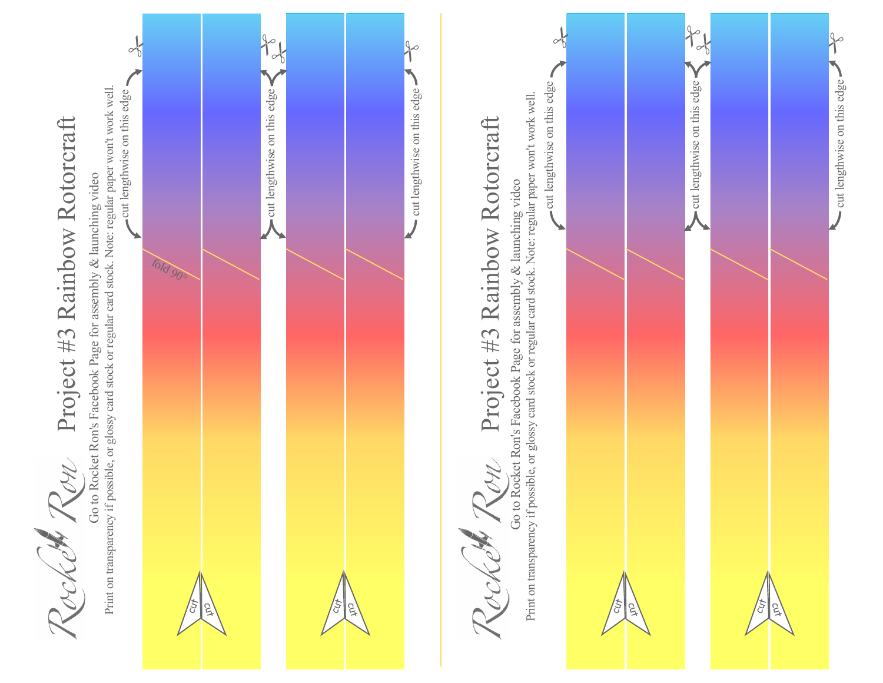Rocket Ron

# Project #3 Rainbow Rotorcraft

Go to Rocket Ron's Facebook Page for assembly & launching video

Print on transparency if possible, or glossy card stock or regular card stock. Note: regular paper won't work well.

cut lengthwise on this edge

cut lengthwise on this edge

cut lengthwise on this edge

fold 90°

cut cut

cut cut

Rocket Ron

# Project #3 Rainbow Rotorcraft

Go to Rocket Ron's Facebook Page for assembly & launching video

Print on transparency if possible, or glossy card stock or regular card stock. Note: regular paper won't work well.

cut lengthwise on this edge

cut lengthwise on this edge

cut lengthwise on this edge

cut cut

cut cut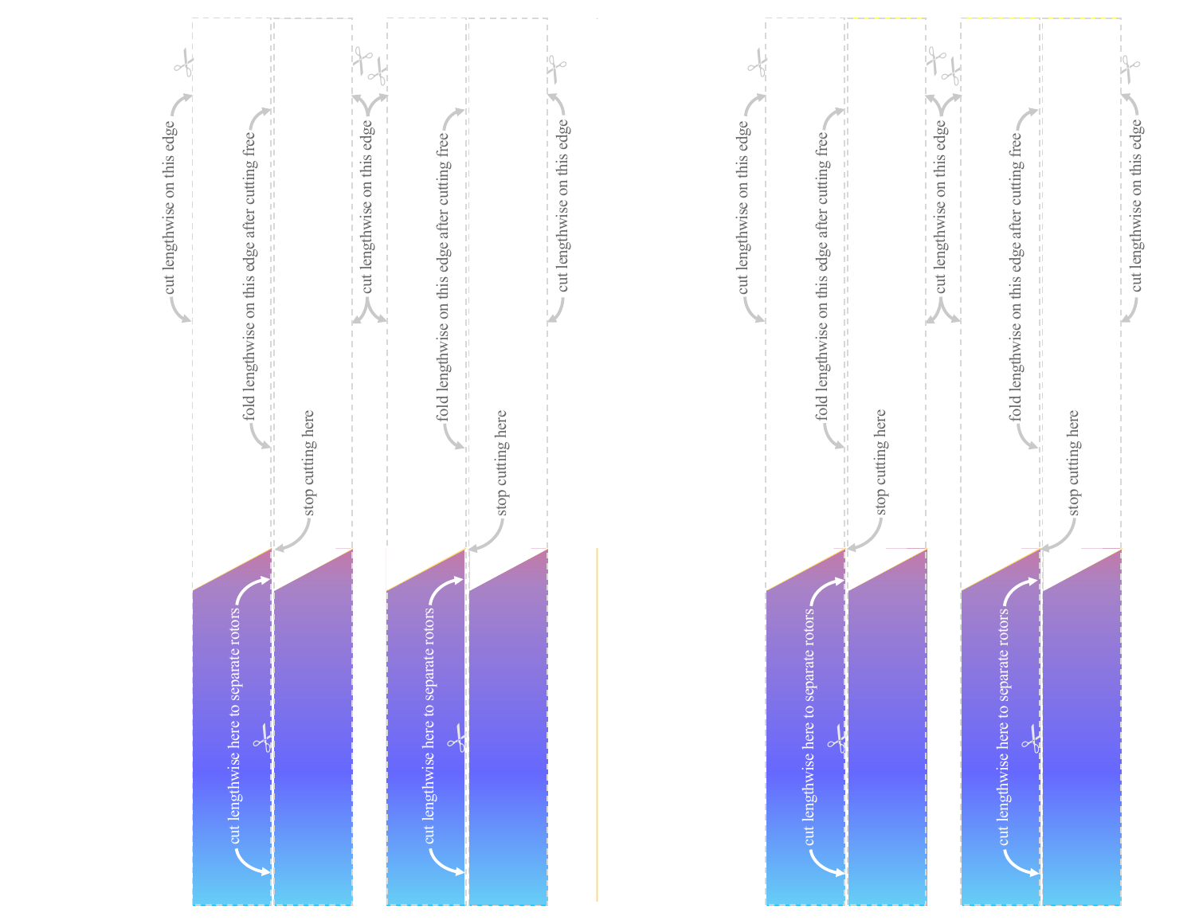cut lengthwise on this edge

fold lengthwise on this edge after cutting free

stop cutting here

cut lengthwise here to separate rotors

cut lengthwise on this edge

cut lengthwise on this edge

fold lengthwise on this edge after cutting free

stop cutting here

cut lengthwise here to separate rotors

cut lengthwise on this edge

cut lengthwise on this edge

fold lengthwise on this edge after cutting free

stop cutting here

cut lengthwise here to separate rotors

cut lengthwise on this edge

cut lengthwise on this edge

fold lengthwise on this edge after cutting free

stop cutting here

cut lengthwise here to separate rotors

cut lengthwise on this edge